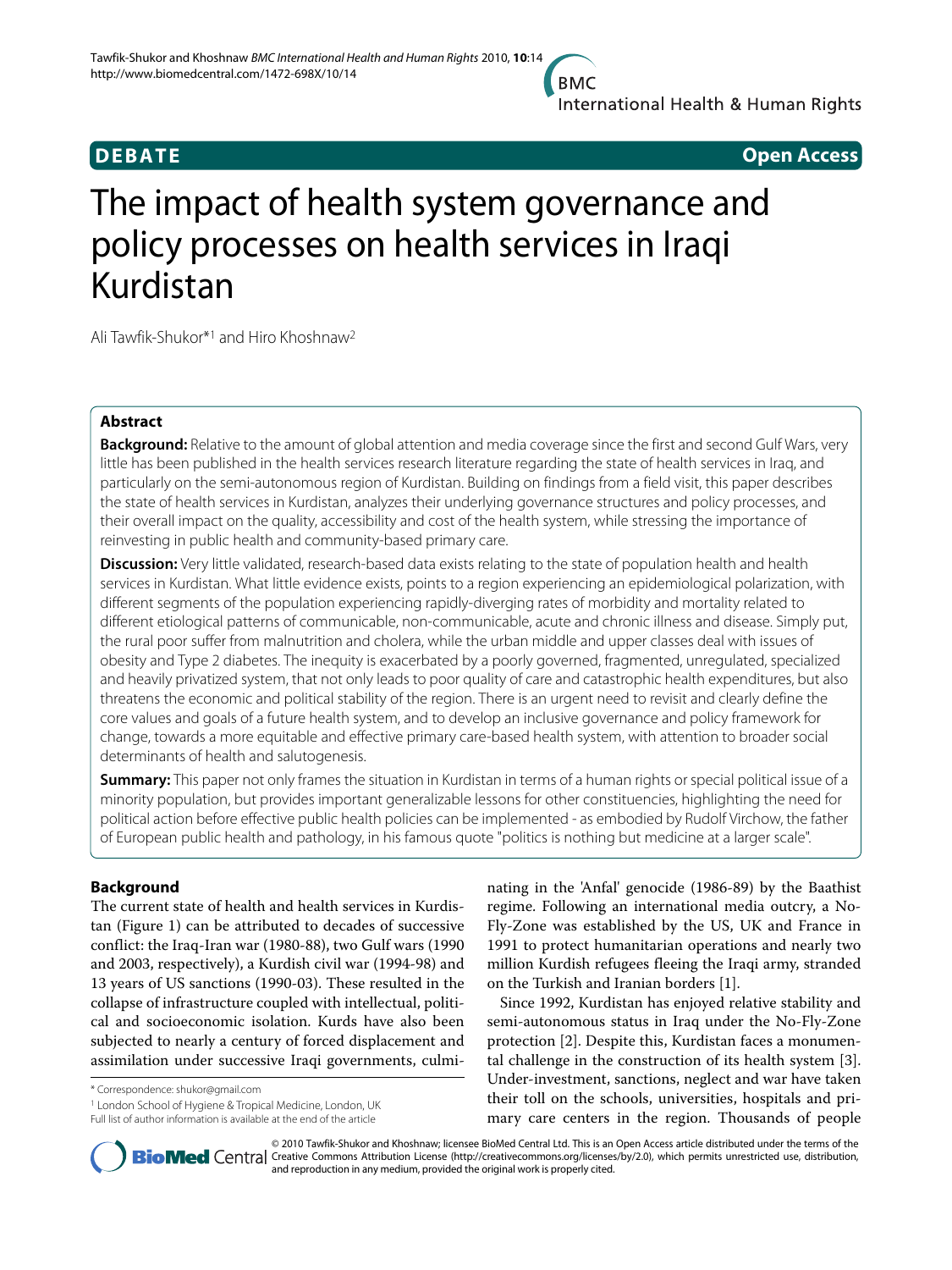**DEBATE** **Open Access**

# The impact of health system governance and policy processes on health services in Iraqi Kurdistan

Ali Tawfik-Shukor*[1] and Hiro Khoshnaw[2]

## Abstract

**Background:** Relative to the amount of global attention and media coverage since the first and second Gulf Wars, very little has been published in the health services research literature regarding the state of health services in Iraq, and particularly on the semi-autonomous region of Kurdistan. Building on findings from a field visit, this paper describes the state of health services in Kurdistan, analyzes their underlying governance structures and policy processes, and their overall impact on the quality, accessibility and cost of the health system, while stressing the importance of reinvesting in public health and community-based primary care.

**Discussion:** Very little validated, research-based data exists relating to the state of population health and health services in Kurdistan. What little evidence exists, points to a region experiencing an epidemiological polarization, with different segments of the population experiencing rapidly-diverging rates of morbidity and mortality related to different etiological patterns of communicable, non-communicable, acute and chronic illness and disease. Simply put, the rural poor suffer from malnutrition and cholera, while the urban middle and upper classes deal with issues of obesity and Type 2 diabetes. The inequity is exacerbated by a poorly governed, fragmented, unregulated, specialized and heavily privatized system, that not only leads to poor quality of care and catastrophic health expenditures, but also threatens the economic and political stability of the region. There is an urgent need to revisit and clearly define the core values and goals of a future health system, and to develop an inclusive governance and policy framework for change, towards a more equitable and effective primary care-based health system, with attention to broader social determinants of health and salutogenesis.

**Summary:** This paper not only frames the situation in Kurdistan in terms of a human rights or special political issue of a minority population, but provides important generalizable lessons for other constituencies, highlighting the need for political action before effective public health policies can be implemented - as embodied by Rudolf Virchow, the father of European public health and pathology, in his famous quote "politics is nothing but medicine at a larger scale".

## Background

The current state of health and health services in Kurdistan (Figure 1) can be attributed to decades of successive conflict: the Iraq-Iran war (1980-88), two Gulf wars (1990 and 2003, respectively), a Kurdish civil war (1994-98) and 13 years of US sanctions (1990-03). These resulted in the collapse of infrastructure coupled with intellectual, political and socioeconomic isolation. Kurds have also been subjected to nearly a century of forced displacement and assimilation under successive Iraqi governments, culminating in the 'Anfal' genocide (1986-89) by the Baathist regime. Following an international media outcry, a No-Fly-Zone was established by the US, UK and France in 1991 to protect humanitarian operations and nearly two million Kurdish refugees fleeing the Iraqi army, stranded on the Turkish and Iranian borders [1].

Since 1992, Kurdistan has enjoyed relative stability and semi-autonomous status in Iraq under the No-Fly-Zone protection [2]. Despite this, Kurdistan faces a monumental challenge in the construction of its health system [3]. Under-investment, sanctions, neglect and war have taken their toll on the schools, universities, hospitals and primary care centers in the region. Thousands of people

\* Correspondence: shukor@gmail.com

[1] London School of Hygiene & Tropical Medicine, London, UK

Full list of author information is available at the end of the article

© 2010 Tawfik-Shukor and Khoshnaw; licensee BioMed Central Ltd. This is an Open Access article distributed under the terms of the Creative Commons Attribution License (http://creativecommons.org/licenses/by/2.0), which permits unrestricted use, distribution, and reproduction in any medium, provided the original work is properly cited.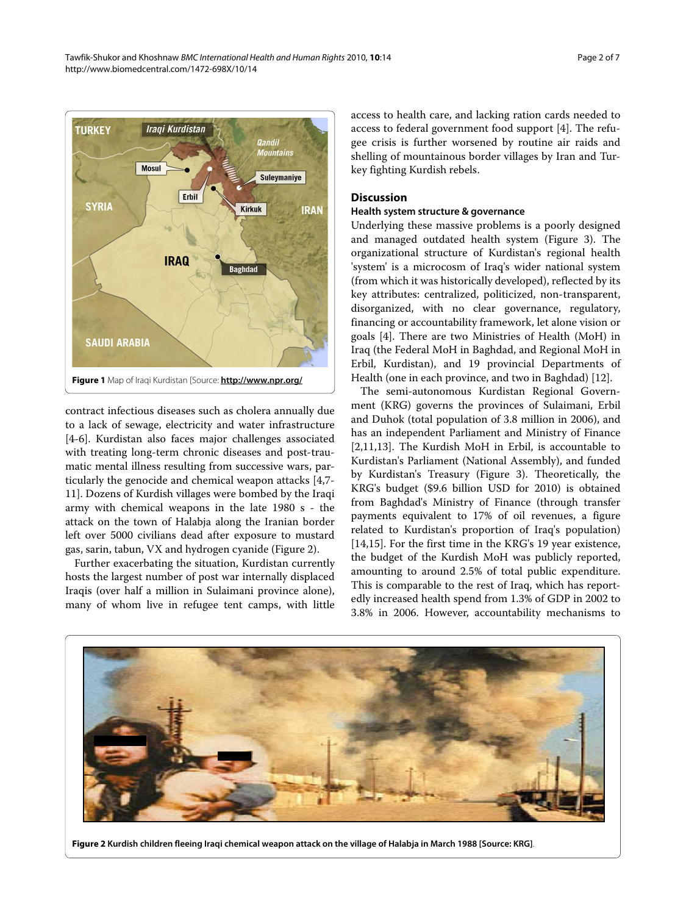Figure 1 Map of Iraqi Kurdistan [Source: http://www.npr.org/

contract infectious diseases such as cholera annually due to a lack of sewage, electricity and water infrastructure [4-6]. Kurdistan also faces major challenges associated with treating long-term chronic diseases and post-traumatic mental illness resulting from successive wars, particularly the genocide and chemical weapon attacks [4,7-11]. Dozens of Kurdish villages were bombed by the Iraqi army with chemical weapons in the late 1980 s - the attack on the town of Halabja along the Iranian border left over 5000 civilians dead after exposure to mustard gas, sarin, tabun, VX and hydrogen cyanide (Figure 2).

Further exacerbating the situation, Kurdistan currently hosts the largest number of post war internally displaced Iraqis (over half a million in Sulaimani province alone), many of whom live in refugee tent camps, with little access to health care, and lacking ration cards needed to access to federal government food support [4]. The refugee crisis is further worsened by routine air raids and shelling of mountainous border villages by Iran and Turkey fighting Kurdish rebels.

## Discussion

### Health system structure & governance

Underlying these massive problems is a poorly designed and managed outdated health system (Figure 3). The organizational structure of Kurdistan's regional health 'system' is a microcosm of Iraq's wider national system (from which it was historically developed), reflected by its key attributes: centralized, politicized, non-transparent, disorganized, with no clear governance, regulatory, financing or accountability framework, let alone vision or goals [4]. There are two Ministries of Health (MoH) in Iraq (the Federal MoH in Baghdad, and Regional MoH in Erbil, Kurdistan), and 19 provincial Departments of Health (one in each province, and two in Baghdad) [12].

The semi-autonomous Kurdistan Regional Government (KRG) governs the provinces of Sulaimani, Erbil and Duhok (total population of 3.8 million in 2006), and has an independent Parliament and Ministry of Finance [2,11,13]. The Kurdish MoH in Erbil, is accountable to Kurdistan's Parliament (National Assembly), and funded by Kurdistan's Treasury (Figure 3). Theoretically, the KRG's budget ($9.6 billion USD for 2010) is obtained from Baghdad's Ministry of Finance (through transfer payments equivalent to 17% of oil revenues, a figure related to Kurdistan's proportion of Iraq's population) [14,15]. For the first time in the KRG's 19 year existence, the budget of the Kurdish MoH was publicly reported, amounting to around 2.5% of total public expenditure. This is comparable to the rest of Iraq, which has reportedly increased health spend from 1.3% of GDP in 2002 to 3.8% in 2006. However, accountability mechanisms to

**Figure 2 Kurdish children fleeing Iraqi chemical weapon attack on the village of Halabja in March 1988 [Source: KRG]**.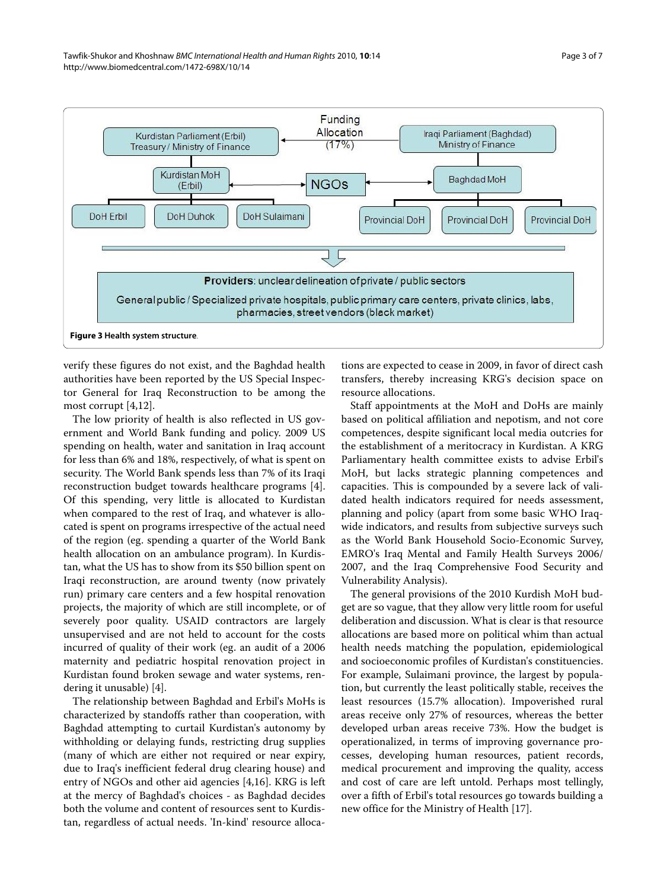**Figure 3 Health system structure.**

verify these figures do not exist, and the Baghdad health authorities have been reported by the US Special Inspector General for Iraq Reconstruction to be among the most corrupt [4,12].

The low priority of health is also reflected in US government and World Bank funding and policy. 2009 US spending on health, water and sanitation in Iraq account for less than 6% and 18%, respectively, of what is spent on security. The World Bank spends less than 7% of its Iraqi reconstruction budget towards healthcare programs [4]. Of this spending, very little is allocated to Kurdistan when compared to the rest of Iraq, and whatever is allocated is spent on programs irrespective of the actual need of the region (eg. spending a quarter of the World Bank health allocation on an ambulance program). In Kurdistan, what the US has to show from its $50 billion spent on Iraqi reconstruction, are around twenty (now privately run) primary care centers and a few hospital renovation projects, the majority of which are still incomplete, or of severely poor quality. USAID contractors are largely unsupervised and are not held to account for the costs incurred of quality of their work (eg. an audit of a 2006 maternity and pediatric hospital renovation project in Kurdistan found broken sewage and water systems, rendering it unusable) [4].

The relationship between Baghdad and Erbil's MoHs is characterized by standoffs rather than cooperation, with Baghdad attempting to curtail Kurdistan's autonomy by withholding or delaying funds, restricting drug supplies (many of which are either not required or near expiry, due to Iraq's inefficient federal drug clearing house) and entry of NGOs and other aid agencies [4,16]. KRG is left at the mercy of Baghdad's choices - as Baghdad decides both the volume and content of resources sent to Kurdistan, regardless of actual needs. 'In-kind' resource allocations are expected to cease in 2009, in favor of direct cash transfers, thereby increasing KRG's decision space on resource allocations.

Staff appointments at the MoH and DoHs are mainly based on political affiliation and nepotism, and not core competences, despite significant local media outcries for the establishment of a meritocracy in Kurdistan. A KRG Parliamentary health committee exists to advise Erbil's MoH, but lacks strategic planning competences and capacities. This is compounded by a severe lack of validated health indicators required for needs assessment, planning and policy (apart from some basic WHO Iraq-wide indicators, and results from subjective surveys such as the World Bank Household Socio-Economic Survey, EMRO's Iraq Mental and Family Health Surveys 2006/2007, and the Iraq Comprehensive Food Security and Vulnerability Analysis).

The general provisions of the 2010 Kurdish MoH budget are so vague, that they allow very little room for useful deliberation and discussion. What is clear is that resource allocations are based more on political whim than actual health needs matching the population, epidemiological and socioeconomic profiles of Kurdistan's constituencies. For example, Sulaimani province, the largest by population, but currently the least politically stable, receives the least resources (15.7% allocation). Impoverished rural areas receive only 27% of resources, whereas the better developed urban areas receive 73%. How the budget is operationalized, in terms of improving governance processes, developing human resources, patient records, medical procurement and improving the quality, access and cost of care are left untold. Perhaps most tellingly, over a fifth of Erbil's total resources go towards building a new office for the Ministry of Health [17].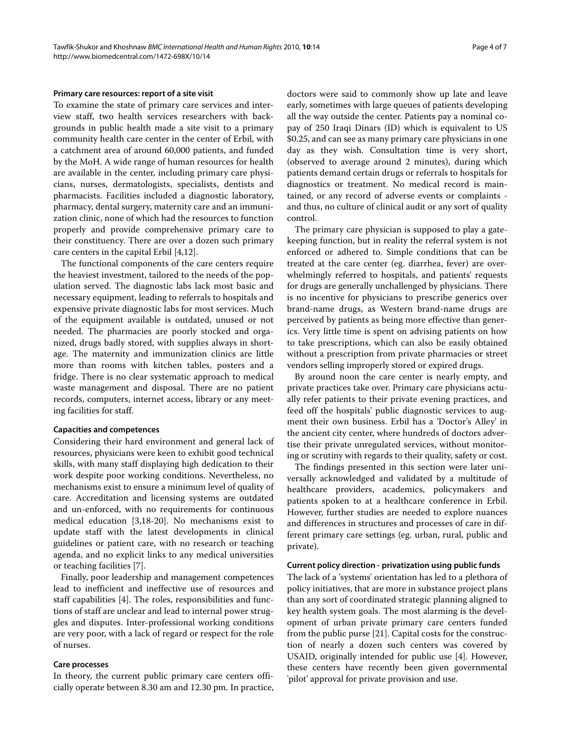#### Primary care resources: report of a site visit

To examine the state of primary care services and interview staff, two health services researchers with backgrounds in public health made a site visit to a primary community health care center in the center of Erbil, with a catchment area of around 60,000 patients, and funded by the MoH. A wide range of human resources for health are available in the center, including primary care physicians, nurses, dermatologists, specialists, dentists and pharmacists. Facilities included a diagnostic laboratory, pharmacy, dental surgery, maternity care and an immunization clinic, none of which had the resources to function properly and provide comprehensive primary care to their constituency. There are over a dozen such primary care centers in the capital Erbil [4,12].

The functional components of the care centers require the heaviest investment, tailored to the needs of the population served. The diagnostic labs lack most basic and necessary equipment, leading to referrals to hospitals and expensive private diagnostic labs for most services. Much of the equipment available is outdated, unused or not needed. The pharmacies are poorly stocked and organized, drugs badly stored, with supplies always in shortage. The maternity and immunization clinics are little more than rooms with kitchen tables, posters and a fridge. There is no clear systematic approach to medical waste management and disposal. There are no patient records, computers, internet access, library or any meeting facilities for staff.

#### Capacities and competences

Considering their hard environment and general lack of resources, physicians were keen to exhibit good technical skills, with many staff displaying high dedication to their work despite poor working conditions. Nevertheless, no mechanisms exist to ensure a minimum level of quality of care. Accreditation and licensing systems are outdated and un-enforced, with no requirements for continuous medical education [3,18-20]. No mechanisms exist to update staff with the latest developments in clinical guidelines or patient care, with no research or teaching agenda, and no explicit links to any medical universities or teaching facilities [7].

Finally, poor leadership and management competences lead to inefficient and ineffective use of resources and staff capabilities [4]. The roles, responsibilities and functions of staff are unclear and lead to internal power struggles and disputes. Inter-professional working conditions are very poor, with a lack of regard or respect for the role of nurses.

#### Care processes

In theory, the current public primary care centers officially operate between 8.30 am and 12.30 pm. In practice, doctors were said to commonly show up late and leave early, sometimes with large queues of patients developing all the way outside the center. Patients pay a nominal co-pay of 250 Iraqi Dinars (ID) which is equivalent to US \$0.25, and can see as many primary care physicians in one day as they wish. Consultation time is very short, (observed to average around 2 minutes), during which patients demand certain drugs or referrals to hospitals for diagnostics or treatment. No medical record is maintained, or any record of adverse events or complaints - and thus, no culture of clinical audit or any sort of quality control.

The primary care physician is supposed to play a gatekeeping function, but in reality the referral system is not enforced or adhered to. Simple conditions that can be treated at the care center (eg. diarrhea, fever) are overwhelmingly referred to hospitals, and patients' requests for drugs are generally unchallenged by physicians. There is no incentive for physicians to prescribe generics over brand-name drugs, as Western brand-name drugs are perceived by patients as being more effective than generics. Very little time is spent on advising patients on how to take prescriptions, which can also be easily obtained without a prescription from private pharmacies or street vendors selling improperly stored or expired drugs.

By around noon the care center is nearly empty, and private practices take over. Primary care physicians actually refer patients to their private evening practices, and feed off the hospitals' public diagnostic services to augment their own business. Erbil has a 'Doctor's Alley' in the ancient city center, where hundreds of doctors advertise their private unregulated services, without monitoring or scrutiny with regards to their quality, safety or cost.

The findings presented in this section were later universally acknowledged and validated by a multitude of healthcare providers, academics, policymakers and patients spoken to at a healthcare conference in Erbil. However, further studies are needed to explore nuances and differences in structures and processes of care in different primary care settings (eg. urban, rural, public and private).

#### Current policy direction - privatization using public funds

The lack of a 'systems' orientation has led to a plethora of policy initiatives, that are more in substance project plans than any sort of coordinated strategic planning aligned to key health system goals. The most alarming is the development of urban private primary care centers funded from the public purse [21]. Capital costs for the construction of nearly a dozen such centers was covered by USAID, originally intended for public use [4]. However, these centers have recently been given governmental 'pilot' approval for private provision and use.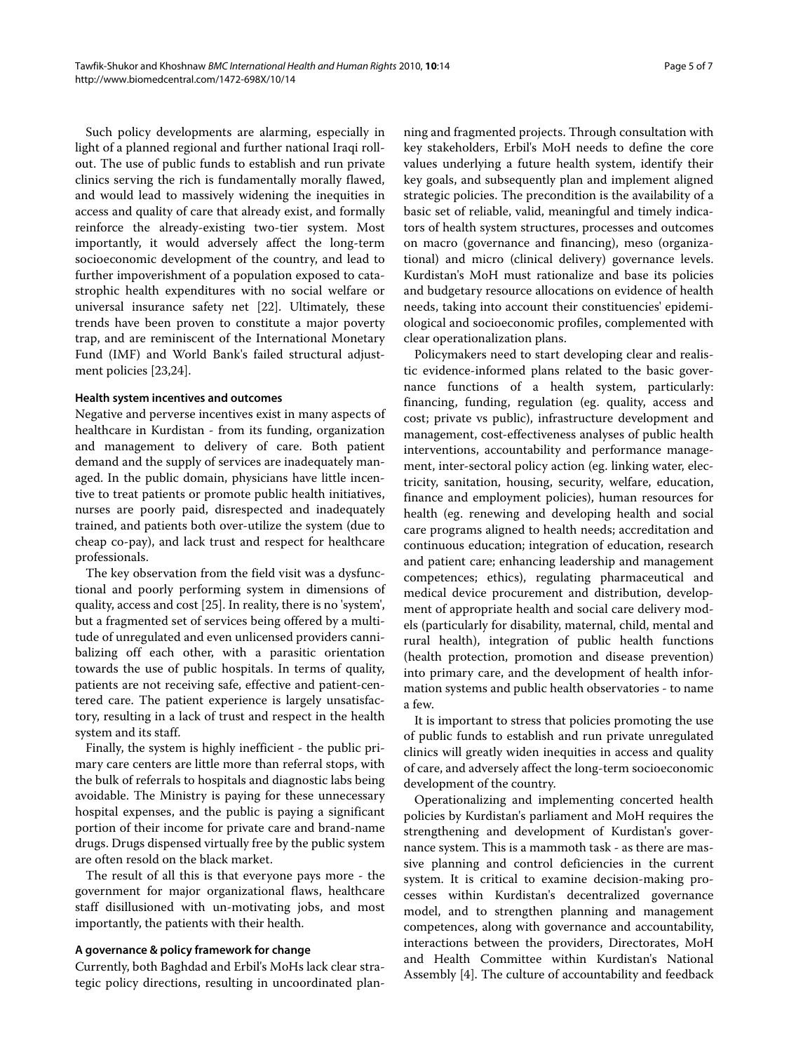Such policy developments are alarming, especially in light of a planned regional and further national Iraqi rollout. The use of public funds to establish and run private clinics serving the rich is fundamentally morally flawed, and would lead to massively widening the inequities in access and quality of care that already exist, and formally reinforce the already-existing two-tier system. Most importantly, it would adversely affect the long-term socioeconomic development of the country, and lead to further impoverishment of a population exposed to catastrophic health expenditures with no social welfare or universal insurance safety net [22]. Ultimately, these trends have been proven to constitute a major poverty trap, and are reminiscent of the International Monetary Fund (IMF) and World Bank's failed structural adjustment policies [23,24].

### Health system incentives and outcomes

Negative and perverse incentives exist in many aspects of healthcare in Kurdistan - from its funding, organization and management to delivery of care. Both patient demand and the supply of services are inadequately managed. In the public domain, physicians have little incentive to treat patients or promote public health initiatives, nurses are poorly paid, disrespected and inadequately trained, and patients both over-utilize the system (due to cheap co-pay), and lack trust and respect for healthcare professionals.

The key observation from the field visit was a dysfunctional and poorly performing system in dimensions of quality, access and cost [25]. In reality, there is no 'system', but a fragmented set of services being offered by a multitude of unregulated and even unlicensed providers cannibalizing off each other, with a parasitic orientation towards the use of public hospitals. In terms of quality, patients are not receiving safe, effective and patient-centered care. The patient experience is largely unsatisfactory, resulting in a lack of trust and respect in the health system and its staff.

Finally, the system is highly inefficient - the public primary care centers are little more than referral stops, with the bulk of referrals to hospitals and diagnostic labs being avoidable. The Ministry is paying for these unnecessary hospital expenses, and the public is paying a significant portion of their income for private care and brand-name drugs. Drugs dispensed virtually free by the public system are often resold on the black market.

The result of all this is that everyone pays more - the government for major organizational flaws, healthcare staff disillusioned with un-motivating jobs, and most importantly, the patients with their health.

### A governance & policy framework for change

Currently, both Baghdad and Erbil's MoHs lack clear strategic policy directions, resulting in uncoordinated planning and fragmented projects. Through consultation with key stakeholders, Erbil's MoH needs to define the core values underlying a future health system, identify their key goals, and subsequently plan and implement aligned strategic policies. The precondition is the availability of a basic set of reliable, valid, meaningful and timely indicators of health system structures, processes and outcomes on macro (governance and financing), meso (organizational) and micro (clinical delivery) governance levels. Kurdistan's MoH must rationalize and base its policies and budgetary resource allocations on evidence of health needs, taking into account their constituencies' epidemiological and socioeconomic profiles, complemented with clear operationalization plans.

Policymakers need to start developing clear and realistic evidence-informed plans related to the basic governance functions of a health system, particularly: financing, funding, regulation (eg. quality, access and cost; private vs public), infrastructure development and management, cost-effectiveness analyses of public health interventions, accountability and performance management, inter-sectoral policy action (eg. linking water, electricity, sanitation, housing, security, welfare, education, finance and employment policies), human resources for health (eg. renewing and developing health and social care programs aligned to health needs; accreditation and continuous education; integration of education, research and patient care; enhancing leadership and management competences; ethics), regulating pharmaceutical and medical device procurement and distribution, development of appropriate health and social care delivery models (particularly for disability, maternal, child, mental and rural health), integration of public health functions (health protection, promotion and disease prevention) into primary care, and the development of health information systems and public health observatories - to name a few.

It is important to stress that policies promoting the use of public funds to establish and run private unregulated clinics will greatly widen inequities in access and quality of care, and adversely affect the long-term socioeconomic development of the country.

Operationalizing and implementing concerted health policies by Kurdistan's parliament and MoH requires the strengthening and development of Kurdistan's governance system. This is a mammoth task - as there are massive planning and control deficiencies in the current system. It is critical to examine decision-making processes within Kurdistan's decentralized governance model, and to strengthen planning and management competences, along with governance and accountability, interactions between the providers, Directorates, MoH and Health Committee within Kurdistan's National Assembly [4]. The culture of accountability and feedback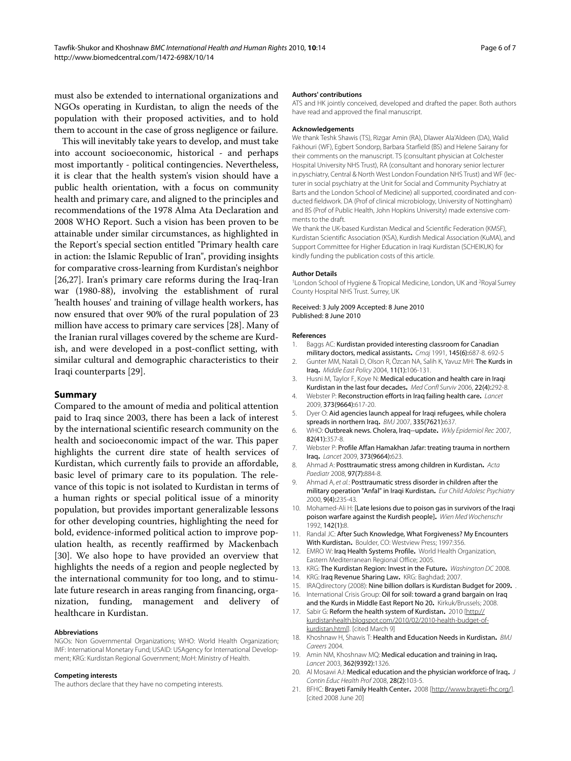must also be extended to international organizations and NGOs operating in Kurdistan, to align the needs of the population with their proposed activities, and to hold them to account in the case of gross negligence or failure.

This will inevitably take years to develop, and must take into account socioeconomic, historical - and perhaps most importantly - political contingencies. Nevertheless, it is clear that the health system's vision should have a public health orientation, with a focus on community health and primary care, and aligned to the principles and recommendations of the 1978 Alma Ata Declaration and 2008 WHO Report. Such a vision has been proven to be attainable under similar circumstances, as highlighted in the Report's special section entitled "Primary health care in action: the Islamic Republic of Iran", providing insights for comparative cross-learning from Kurdistan's neighbor [26,27]. Iran's primary care reforms during the Iraq-Iran war (1980-88), involving the establishment of rural 'health houses' and training of village health workers, has now ensured that over 90% of the rural population of 23 million have access to primary care services [28]. Many of the Iranian rural villages covered by the scheme are Kurdish, and were developed in a post-conflict setting, with similar cultural and demographic characteristics to their Iraqi counterparts [29].

## Summary

Compared to the amount of media and political attention paid to Iraq since 2003, there has been a lack of interest by the international scientific research community on the health and socioeconomic impact of the war. This paper highlights the current dire state of health services of Kurdistan, which currently fails to provide an affordable, basic level of primary care to its population. The relevance of this topic is not isolated to Kurdistan in terms of a human rights or special political issue of a minority population, but provides important generalizable lessons for other developing countries, highlighting the need for bold, evidence-informed political action to improve population health, as recently reaffirmed by Mackenbach [30]. We also hope to have provided an overview that highlights the needs of a region and people neglected by the international community for too long, and to stimulate future research in areas ranging from financing, organization, funding, management and delivery of healthcare in Kurdistan.

#### Abbreviations

NGOs: Non Governmental Organizations; WHO: World Health Organization; IMF: International Monetary Fund; USAID: USAgency for International Development; KRG: Kurdistan Regional Government; MoH: Ministry of Health.

#### Competing interests

The authors declare that they have no competing interests.

#### Authors' contributions

ATS and HK jointly conceived, developed and drafted the paper. Both authors have read and approved the final manuscript.

#### Acknowledgements

We thank Teshk Shawis (TS), Rizgar Amin (RA), Dlawer Ala'Aldeen (DA), Walid Fakhouri (WF), Egbert Sondorp, Barbara Starfield (BS) and Helene Sairany for their comments on the manuscript. TS (consultant physician at Colchester Hospital University NHS Trust), RA (consultant and honorary senior lecturer in.pyschiatry, Central & North West London Foundation NHS Trust) and WF (lecturer in social psychiatry at the Unit for Social and Community Psychiatry at Barts and the London School of Medicine) all supported, coordinated and conducted fieldwork. DA (Prof of clinical microbiology, University of Nottingham) and BS (Prof of Public Health, John Hopkins University) made extensive comments to the draft.

We thank the UK-based Kurdistan Medical and Scientific Federation (KMSF), Kurdistan Scientific Association (KSA), Kurdish Medical Association (KuMA), and Support Committee for Higher Education in Iraqi Kurdistan (SCHEIKUK) for kindly funding the publication costs of this article.

#### Author Details

[1]London School of Hygiene & Tropical Medicine, London, UK and [2]Royal Surrey County Hospital NHS Trust. Surrey, UK

Received: 3 July 2009 Accepted: 8 June 2010
Published: 8 June 2010

#### References

1. Baggs AC: **Kurdistan provided interesting classroom for Canadian military doctors, medical assistants.** *Cmaj* 1991, **145(6):**687-8. 692-5
2. Gunter MM, Natali D, Olson R, Özcan NA, Salih K, Yavuz MH: **The Kurds in Iraq.** *Middle East Policy* 2004, **11(1):**106-131.
3. Husni M, Taylor F, Koye N: **Medical education and health care in Iraqi Kurdistan in the last four decades.** *Med Confl Surviv* 2006, **22(4):**292-8.
4. Webster P: **Reconstruction efforts in Iraq failing health care.** *Lancet* 2009, **373(9664):**617-20.
5. Dyer O: **Aid agencies launch appeal for Iraqi refugees, while cholera spreads in northern Iraq.** *BMJ* 2007, **335(7621):**637.
6. WHO: **Outbreak news. Cholera, Iraq--update.** *Wkly Epidemiol Rec* 2007, **82(41):**357-8.
7. Webster P: **Profile Affan Hamakhan Jafar: treating trauma in northern Iraq.** *Lancet* 2009, **373(9664):**623.
8. Ahmad A: **Posttraumatic stress among children in Kurdistan.** *Acta Paediatr* 2008, **97(7):**884-8.
9. Ahmad A, *et al.*: **Posttraumatic stress disorder in children after the military operation "Anfal" in Iraqi Kurdistan.** *Eur Child Adolesc Psychiatry* 2000, **9(4):**235-43.
10. Mohamed-Ali H: **[Late lesions due to poison gas in survivors of the Iraqi poison warfare against the Kurdish people].** *Wien Med Wochenschr* 1992, **142(1):**8.
11. Randal JC: **After Such Knowledge, What Forgiveness? My Encounters With Kurdistan.** Boulder, CO: Westview Press; 1997:356.
12. EMRO W: **Iraq Health Systems Profile.** World Health Organization, Eastern Mediterranean Regional Office; 2005.
13. KRG: **The Kurdistan Region: Invest in the Future.** *Washington DC* 2008.
14. KRG: **Iraq Revenue Sharing Law.** KRG: Baghdad; 2007.
15. IRAQdirectory (2008): **Nine billion dollars is Kurdistan Budget for 2009.** .
16. International Crisis Group: **Oil for soil: toward a grand bargain on Iraq and the Kurds in Middle East Report No 20.** Kirkuk/Brussels; 2008.
17. Sabir G: **Reform the health system of Kurdistan.** 2010 [http://kurdistanhealth.blogspot.com/2010/02/2010-health-budget-of-kurdistan.html]. [cited March 9]
18. Khoshnaw H, Shawis T: **Health and Education Needs in Kurdistan.** *BMJ Careers* 2004.
19. Amin NM, Khoshnaw MQ: **Medical education and training in Iraq.** *Lancet* 2003, **362(9392):**1326.
20. Al Mosawi AJ: **Medical education and the physician workforce of Iraq.** *J Contin Educ Health Prof* 2008, **28(2):**103-5.
21. BFHC: **Brayeti Family Health Center.** 2008 [http://www.brayeti-fhc.org/]. [cited 2008 June 20]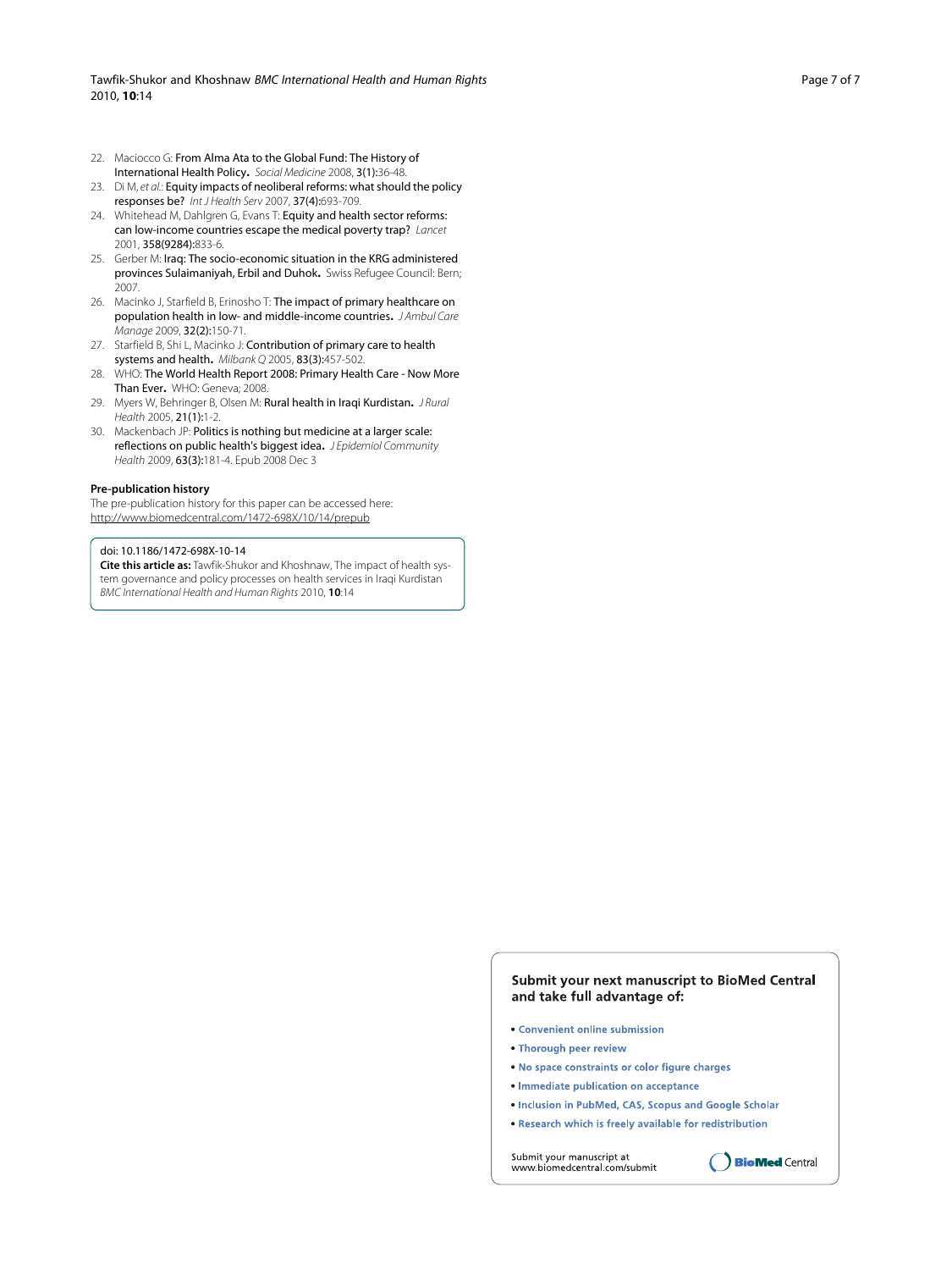22. Maciocco G: **From Alma Ata to the Global Fund: The History of International Health Policy.** *Social Medicine* 2008, **3(1)**:36-48.
23. Di M, *et al.*: **Equity impacts of neoliberal reforms: what should the policy responses be?** *Int J Health Serv* 2007, **37(4)**:693-709.
24. Whitehead M, Dahlgren G, Evans T: **Equity and health sector reforms: can low-income countries escape the medical poverty trap?** *Lancet* 2001, **358(9284)**:833-6.
25. Gerber M: **Iraq: The socio-economic situation in the KRG administered provinces Sulaimaniyah, Erbil and Duhok.** Swiss Refugee Council: Bern; 2007.
26. Macinko J, Starfield B, Erinosho T: **The impact of primary healthcare on population health in low- and middle-income countries.** *J Ambul Care Manage* 2009, **32(2)**:150-71.
27. Starfield B, Shi L, Macinko J: **Contribution of primary care to health systems and health.** *Milbank Q* 2005, **83(3)**:457-502.
28. WHO: **The World Health Report 2008: Primary Health Care - Now More Than Ever.** WHO: Geneva; 2008.
29. Myers W, Behringer B, Olsen M: **Rural health in Iraqi Kurdistan.** *J Rural Health* 2005, **21(1)**:1-2.
30. Mackenbach JP: **Politics is nothing but medicine at a larger scale: reflections on public health's biggest idea.** *J Epidemiol Community Health* 2009, **63(3)**:181-4. Epub 2008 Dec 3

### Pre-publication history

The pre-publication history for this paper can be accessed here:
http://www.biomedcentral.com/1472-698X/10/14/prepub

doi: 10.1186/1472-698X-10-14

**Cite this article as:** Tawfik-Shukor and Khoshnaw, The impact of health system governance and policy processes on health services in Iraqi Kurdistan *BMC International Health and Human Rights* 2010, **10**:14

**Submit your next manuscript to BioMed Central and take full advantage of:**

- Convenient online submission
- Thorough peer review
- No space constraints or color figure charges
- Immediate publication on acceptance
- Inclusion in PubMed, CAS, Scopus and Google Scholar
- Research which is freely available for redistribution

Submit your manuscript at
www.biomedcentral.com/submit

BioMed Central